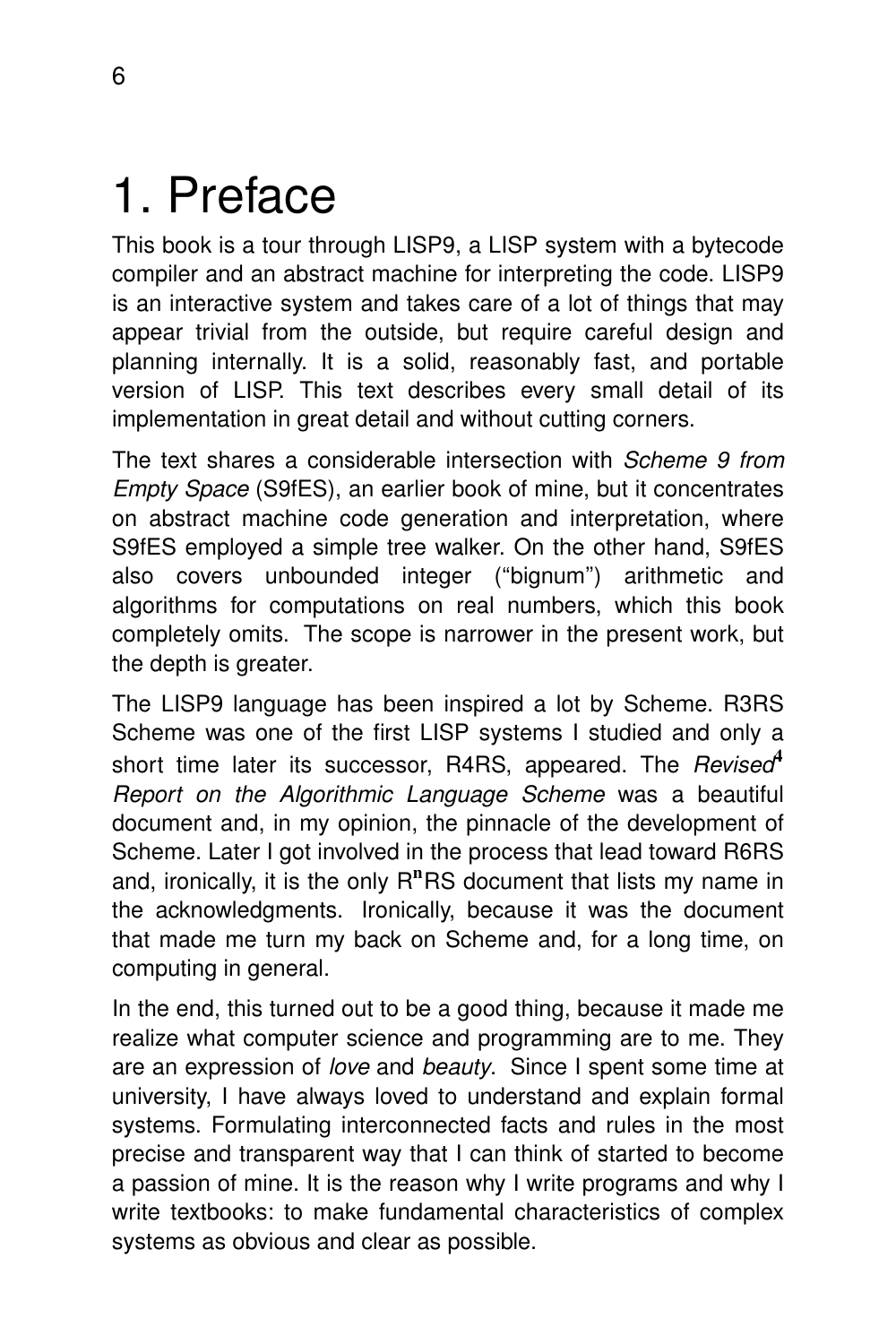# 1. Preface

This book is a tour through LISP9, a LISP system with a bytecode compiler and an abstract machine for interpreting the code. LISP9 is an interactive system and takes care of a lot of things that may appear trivial from the outside, but require careful design and planning internally. It is a solid, reasonably fast, and portable version of LISP. This text describes every small detail of its implementation in great detail and without cutting corners.

The text shares a considerable intersection with *Scheme 9 from Empty Space* (S9fES), an earlier book of mine, but it concentrates on abstract machine code generation and interpretation, where S9fES employed a simple tree walker. On the other hand, S9fES also covers unbounded integer ("bignum") arithmetic and algorithms for computations on real numbers, which this book completely omits. The scope is narrower in the present work, but the depth is greater.

The LISP9 language has been inspired a lot by Scheme. R3RS Scheme was one of the first LISP systems I studied and only a short time later its successor, R4RS, appeared. The *Revised$^4$ Report on the Algorithmic Language Scheme* was a beautiful document and, in my opinion, the pinnacle of the development of Scheme. Later I got involved in the process that lead toward R6RS and, ironically, it is the only R$^n$RS document that lists my name in the acknowledgments. Ironically, because it was the document that made me turn my back on Scheme and, for a long time, on computing in general.

In the end, this turned out to be a good thing, because it made me realize what computer science and programming are to me. They are an expression of *love* and *beauty*. Since I spent some time at university, I have always loved to understand and explain formal systems. Formulating interconnected facts and rules in the most precise and transparent way that I can think of started to become a passion of mine. It is the reason why I write programs and why I write textbooks: to make fundamental characteristics of complex systems as obvious and clear as possible.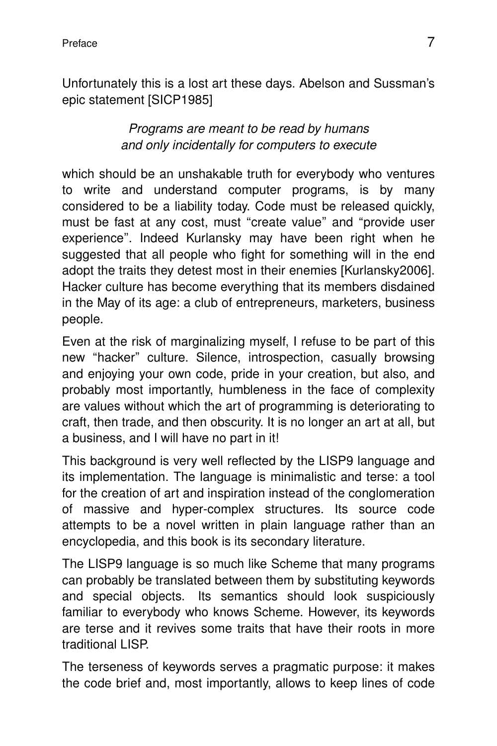Unfortunately this is a lost art these days. Abelson and Sussman's epic statement [SICP1985]

*Programs are meant to be read by humans*
*and only incidentally for computers to execute*

which should be an unshakable truth for everybody who ventures to write and understand computer programs, is by many considered to be a liability today. Code must be released quickly, must be fast at any cost, must "create value" and "provide user experience". Indeed Kurlansky may have been right when he suggested that all people who fight for something will in the end adopt the traits they detest most in their enemies [Kurlansky2006]. Hacker culture has become everything that its members disdained in the May of its age: a club of entrepreneurs, marketers, business people.

Even at the risk of marginalizing myself, I refuse to be part of this new "hacker" culture. Silence, introspection, casually browsing and enjoying your own code, pride in your creation, but also, and probably most importantly, humbleness in the face of complexity are values without which the art of programming is deteriorating to craft, then trade, and then obscurity. It is no longer an art at all, but a business, and I will have no part in it!

This background is very well reflected by the LISP9 language and its implementation. The language is minimalistic and terse: a tool for the creation of art and inspiration instead of the conglomeration of massive and hyper-complex structures. Its source code attempts to be a novel written in plain language rather than an encyclopedia, and this book is its secondary literature.

The LISP9 language is so much like Scheme that many programs can probably be translated between them by substituting keywords and special objects. Its semantics should look suspiciously familiar to everybody who knows Scheme. However, its keywords are terse and it revives some traits that have their roots in more traditional LISP.

The terseness of keywords serves a pragmatic purpose: it makes the code brief and, most importantly, allows to keep lines of code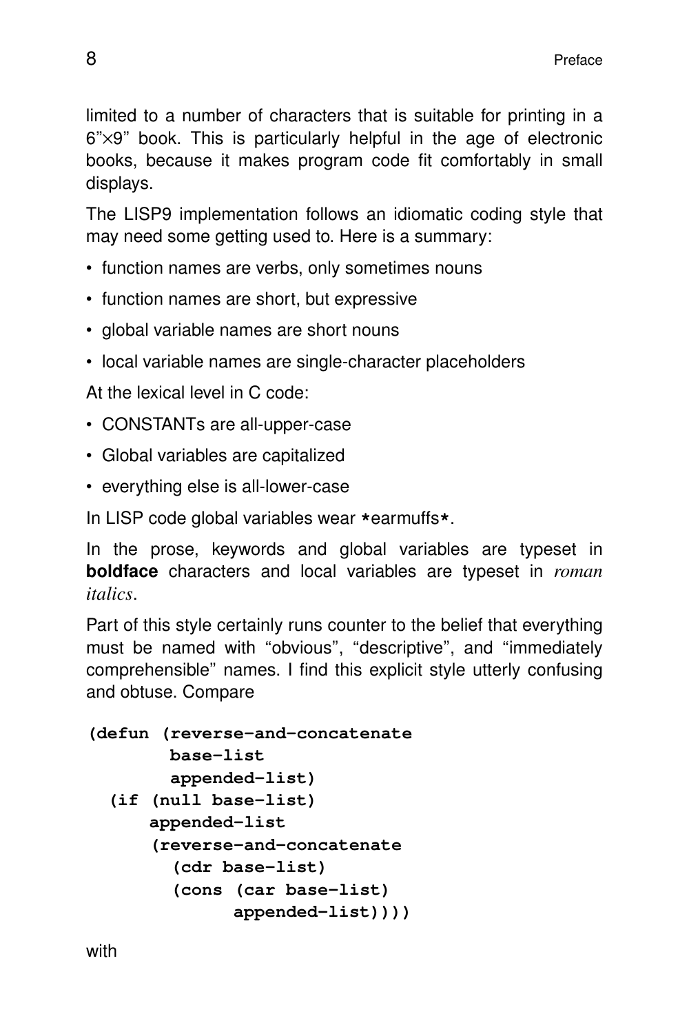limited to a number of characters that is suitable for printing in a 6”×9” book. This is particularly helpful in the age of electronic books, because it makes program code fit comfortably in small displays.

The LISP9 implementation follows an idiomatic coding style that may need some getting used to. Here is a summary:

- function names are verbs, only sometimes nouns
- function names are short, but expressive
- global variable names are short nouns
- local variable names are single-character placeholders

At the lexical level in C code:

- CONSTANTs are all-upper-case
- Global variables are capitalized
- everything else is all-lower-case

In LISP code global variables wear `*`earmuffs`*`.

In the prose, keywords and global variables are typeset in **boldface** characters and local variables are typeset in *roman italics*.

Part of this style certainly runs counter to the belief that everything must be named with “obvious”, “descriptive”, and “immediately comprehensible” names. I find this explicit style utterly confusing and obtuse. Compare

```
(defun (reverse-and-concatenate
        base-list
        appended-list)
  (if (null base-list)
      appended-list
      (reverse-and-concatenate
        (cdr base-list)
        (cons (car base-list)
              appended-list))))
```

with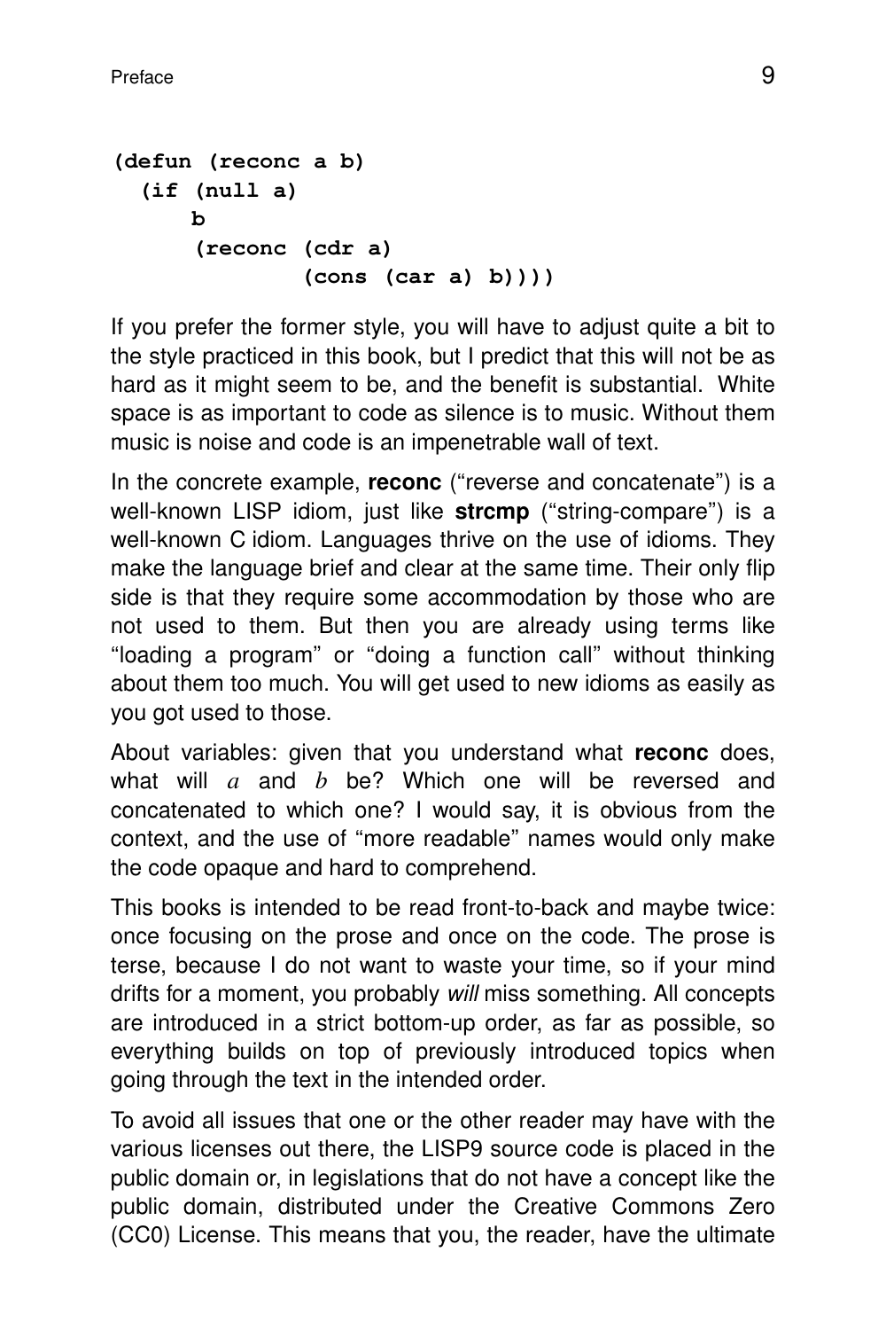```
(defun (reconc a b)
  (if (null a)
      b
      (reconc (cdr a)
              (cons (car a) b))))
```

If you prefer the former style, you will have to adjust quite a bit to the style practiced in this book, but I predict that this will not be as hard as it might seem to be, and the benefit is substantial. White space is as important to code as silence is to music. Without them music is noise and code is an impenetrable wall of text.

In the concrete example, **reconc** ("reverse and concatenate") is a well-known LISP idiom, just like **strcmp** ("string-compare") is a well-known C idiom. Languages thrive on the use of idioms. They make the language brief and clear at the same time. Their only flip side is that they require some accommodation by those who are not used to them. But then you are already using terms like "loading a program" or "doing a function call" without thinking about them too much. You will get used to new idioms as easily as you got used to those.

About variables: given that you understand what **reconc** does, what will $a$ and $b$ be? Which one will be reversed and concatenated to which one? I would say, it is obvious from the context, and the use of "more readable" names would only make the code opaque and hard to comprehend.

This books is intended to be read front-to-back and maybe twice: once focusing on the prose and once on the code. The prose is terse, because I do not want to waste your time, so if your mind drifts for a moment, you probably *will* miss something. All concepts are introduced in a strict bottom-up order, as far as possible, so everything builds on top of previously introduced topics when going through the text in the intended order.

To avoid all issues that one or the other reader may have with the various licenses out there, the LISP9 source code is placed in the public domain or, in legislations that do not have a concept like the public domain, distributed under the Creative Commons Zero (CC0) License. This means that you, the reader, have the ultimate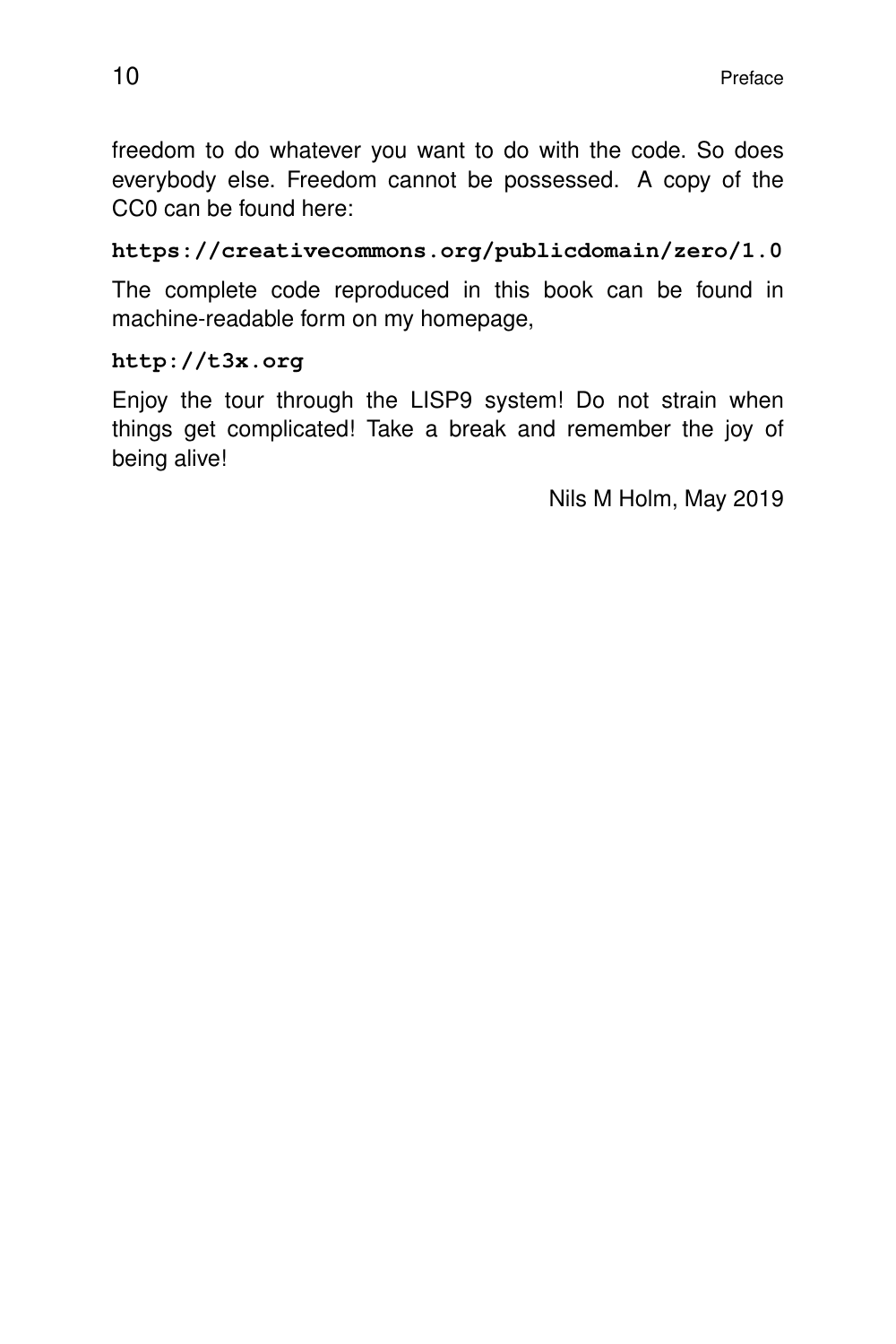freedom to do whatever you want to do with the code. So does everybody else. Freedom cannot be possessed. A copy of the CC0 can be found here:

**`https://creativecommons.org/publicdomain/zero/1.0`**

The complete code reproduced in this book can be found in machine-readable form on my homepage,

**`http://t3x.org`**

Enjoy the tour through the LISP9 system! Do not strain when things get complicated! Take a break and remember the joy of being alive!

Nils M Holm, May 2019